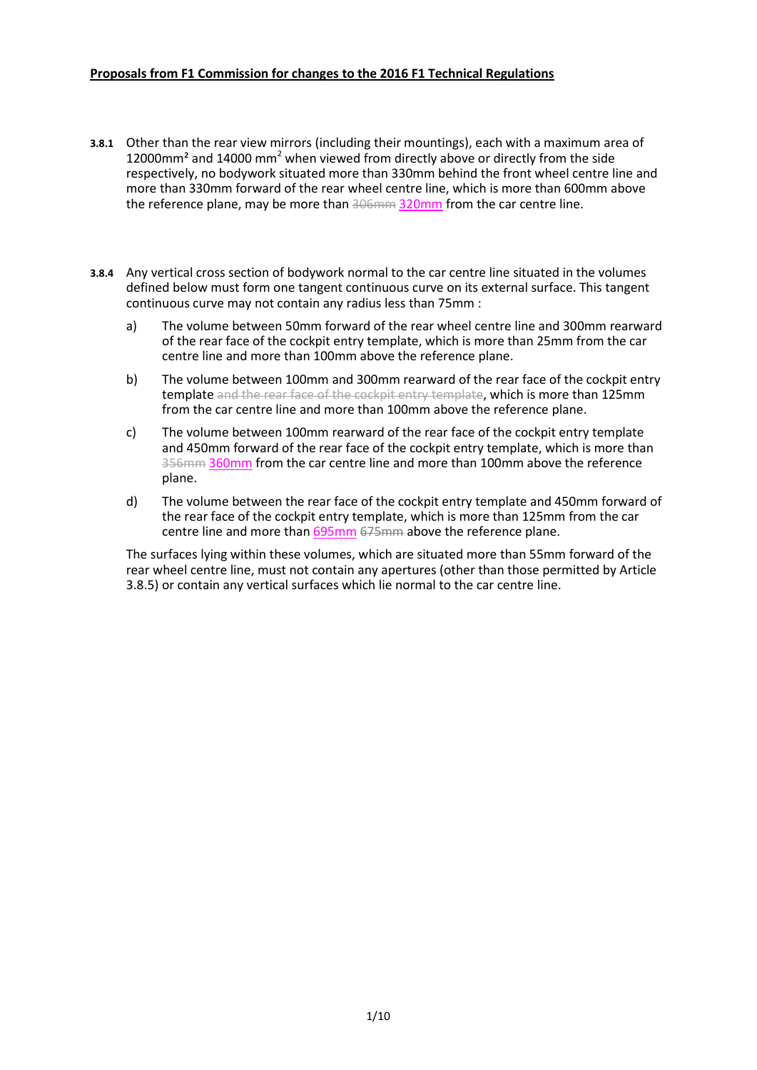**Proposals from F1 Commission for changes to the 2016 F1 Technical Regulations**

**3.8.1** Other than the rear view mirrors (including their mountings), each with a maximum area of 12000mm² and 14000 mm² when viewed from directly above or directly from the side respectively, no bodywork situated more than 330mm behind the front wheel centre line and more than 330mm forward of the rear wheel centre line, which is more than 600mm above the reference plane, may be more than ~~306mm~~ 320mm from the car centre line.

**3.8.4** Any vertical cross section of bodywork normal to the car centre line situated in the volumes defined below must form one tangent continuous curve on its external surface. This tangent continuous curve may not contain any radius less than 75mm :

a) The volume between 50mm forward of the rear wheel centre line and 300mm rearward of the rear face of the cockpit entry template, which is more than 25mm from the car centre line and more than 100mm above the reference plane.

b) The volume between 100mm and 300mm rearward of the rear face of the cockpit entry template ~~and the rear face of the cockpit entry template~~, which is more than 125mm from the car centre line and more than 100mm above the reference plane.

c) The volume between 100mm rearward of the rear face of the cockpit entry template and 450mm forward of the rear face of the cockpit entry template, which is more than ~~356mm~~ 360mm from the car centre line and more than 100mm above the reference plane.

d) The volume between the rear face of the cockpit entry template and 450mm forward of the rear face of the cockpit entry template, which is more than 125mm from the car centre line and more than 695mm ~~675mm~~ above the reference plane.

The surfaces lying within these volumes, which are situated more than 55mm forward of the rear wheel centre line, must not contain any apertures (other than those permitted by Article 3.8.5) or contain any vertical surfaces which lie normal to the car centre line.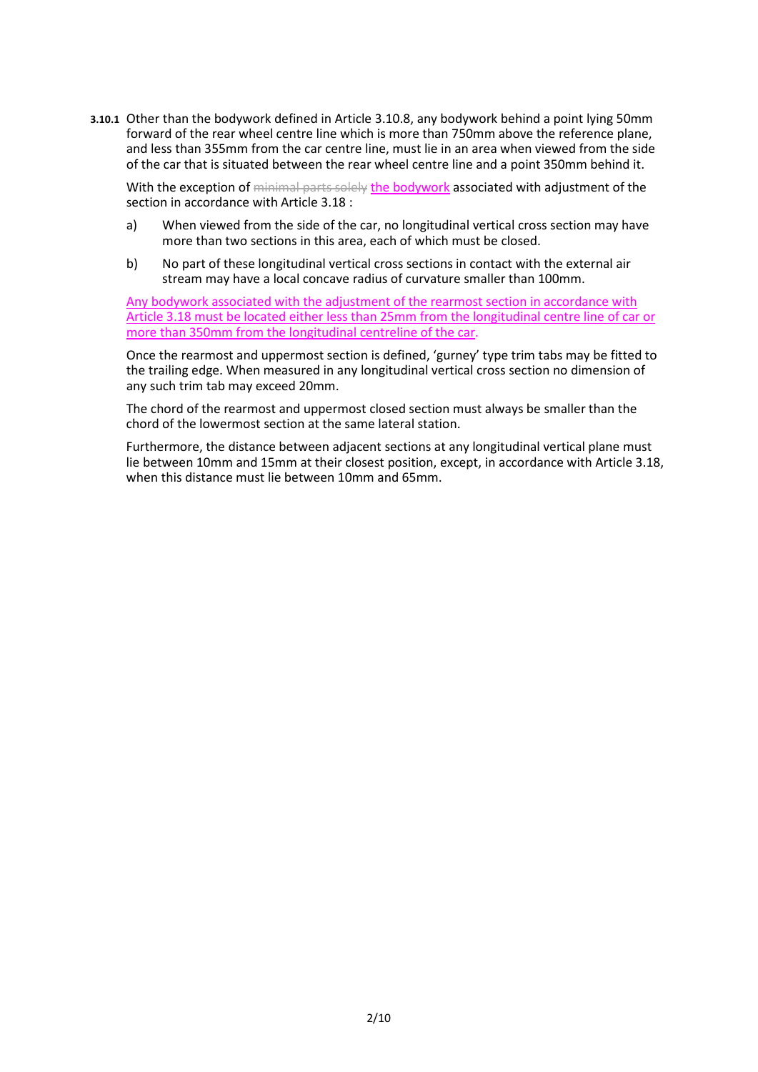**3.10.1** Other than the bodywork defined in Article 3.10.8, any bodywork behind a point lying 50mm forward of the rear wheel centre line which is more than 750mm above the reference plane, and less than 355mm from the car centre line, must lie in an area when viewed from the side of the car that is situated between the rear wheel centre line and a point 350mm behind it.

With the exception of ~~minimal parts solely~~ the bodywork associated with adjustment of the section in accordance with Article 3.18 :

a) When viewed from the side of the car, no longitudinal vertical cross section may have more than two sections in this area, each of which must be closed.

b) No part of these longitudinal vertical cross sections in contact with the external air stream may have a local concave radius of curvature smaller than 100mm.

Any bodywork associated with the adjustment of the rearmost section in accordance with Article 3.18 must be located either less than 25mm from the longitudinal centre line of car or more than 350mm from the longitudinal centreline of the car.

Once the rearmost and uppermost section is defined, 'gurney' type trim tabs may be fitted to the trailing edge. When measured in any longitudinal vertical cross section no dimension of any such trim tab may exceed 20mm.

The chord of the rearmost and uppermost closed section must always be smaller than the chord of the lowermost section at the same lateral station.

Furthermore, the distance between adjacent sections at any longitudinal vertical plane must lie between 10mm and 15mm at their closest position, except, in accordance with Article 3.18, when this distance must lie between 10mm and 65mm.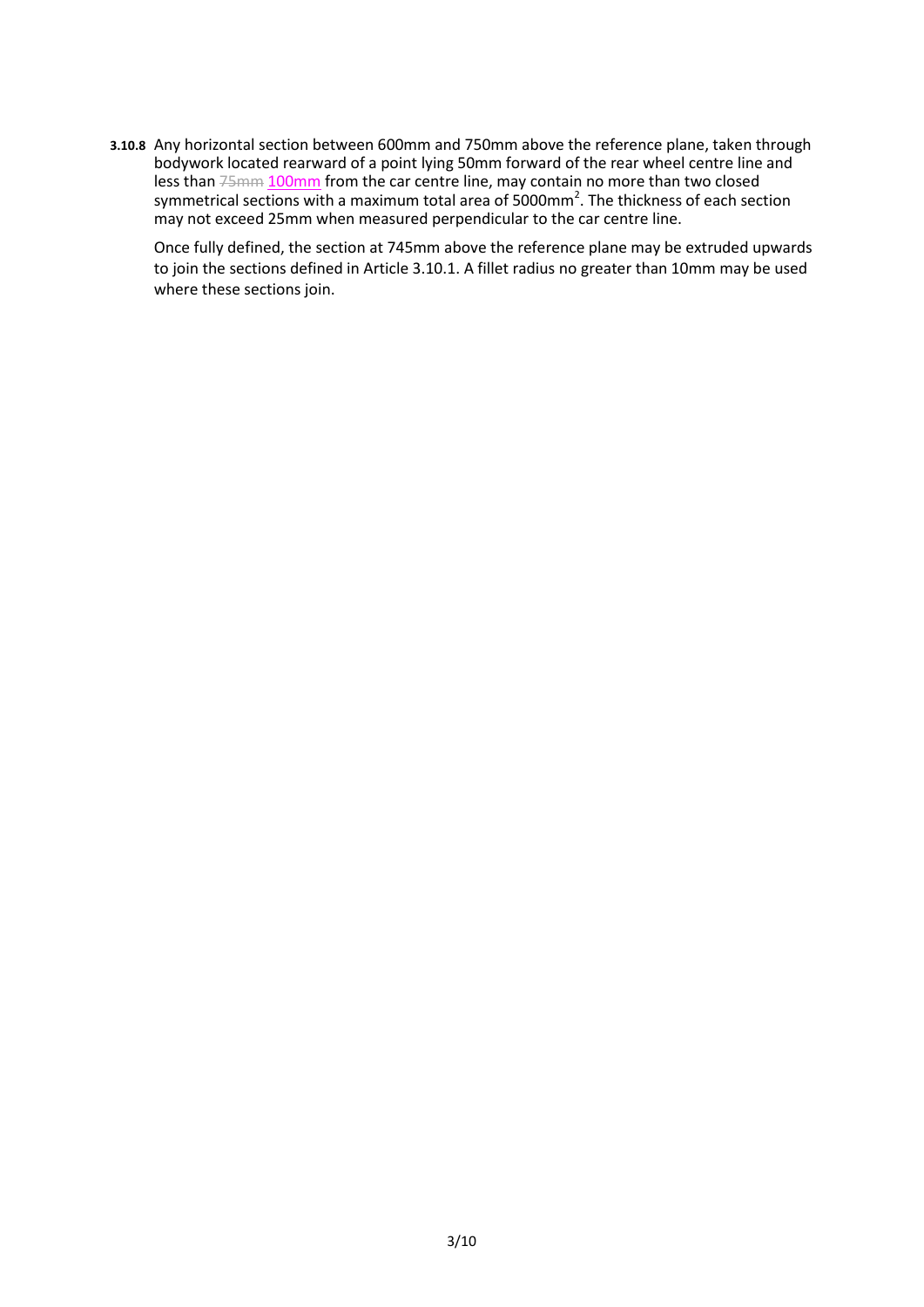**3.10.8** Any horizontal section between 600mm and 750mm above the reference plane, taken through bodywork located rearward of a point lying 50mm forward of the rear wheel centre line and less than ~~75mm~~ 100mm from the car centre line, may contain no more than two closed symmetrical sections with a maximum total area of 5000mm$^2$. The thickness of each section may not exceed 25mm when measured perpendicular to the car centre line.

Once fully defined, the section at 745mm above the reference plane may be extruded upwards to join the sections defined in Article 3.10.1. A fillet radius no greater than 10mm may be used where these sections join.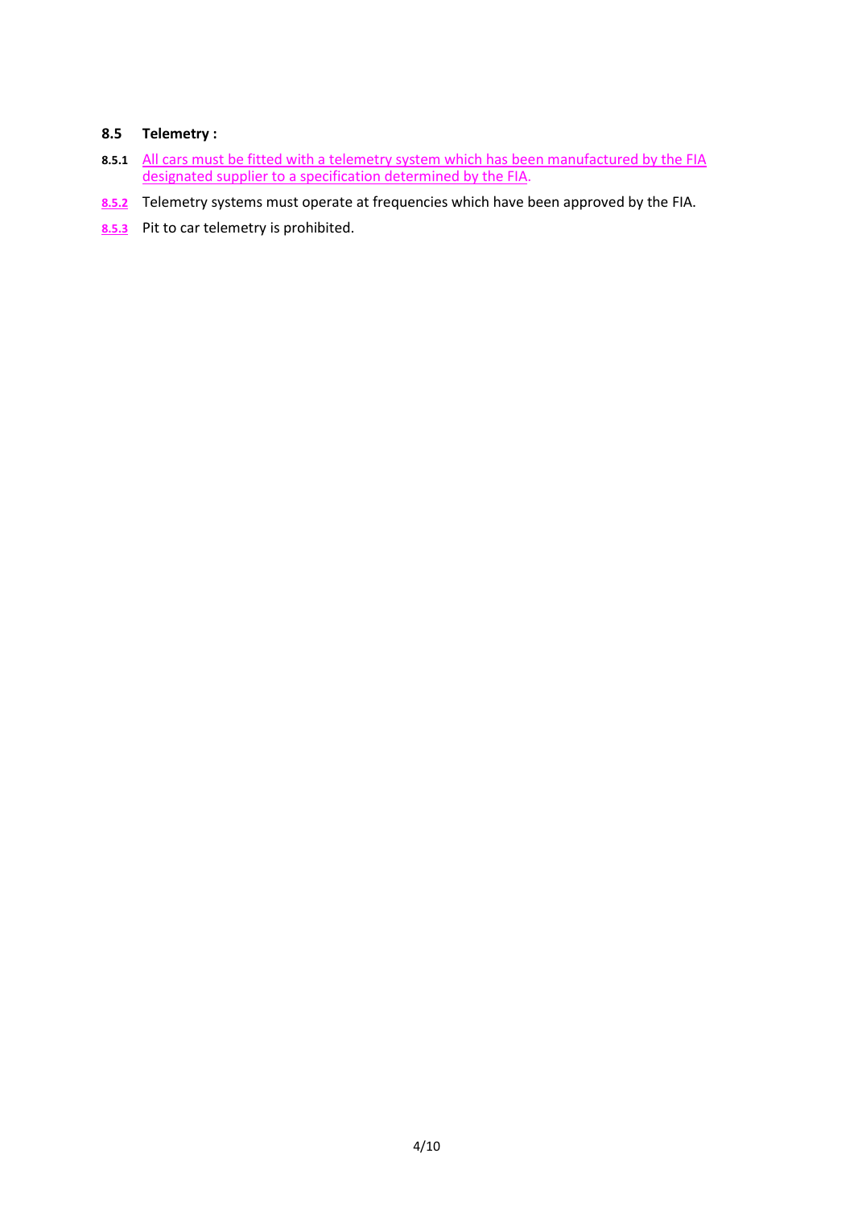### 8.5 Telemetry :

**8.5.1** All cars must be fitted with a telemetry system which has been manufactured by the FIA designated supplier to a specification determined by the FIA.

**8.5.2** Telemetry systems must operate at frequencies which have been approved by the FIA.

**8.5.3** Pit to car telemetry is prohibited.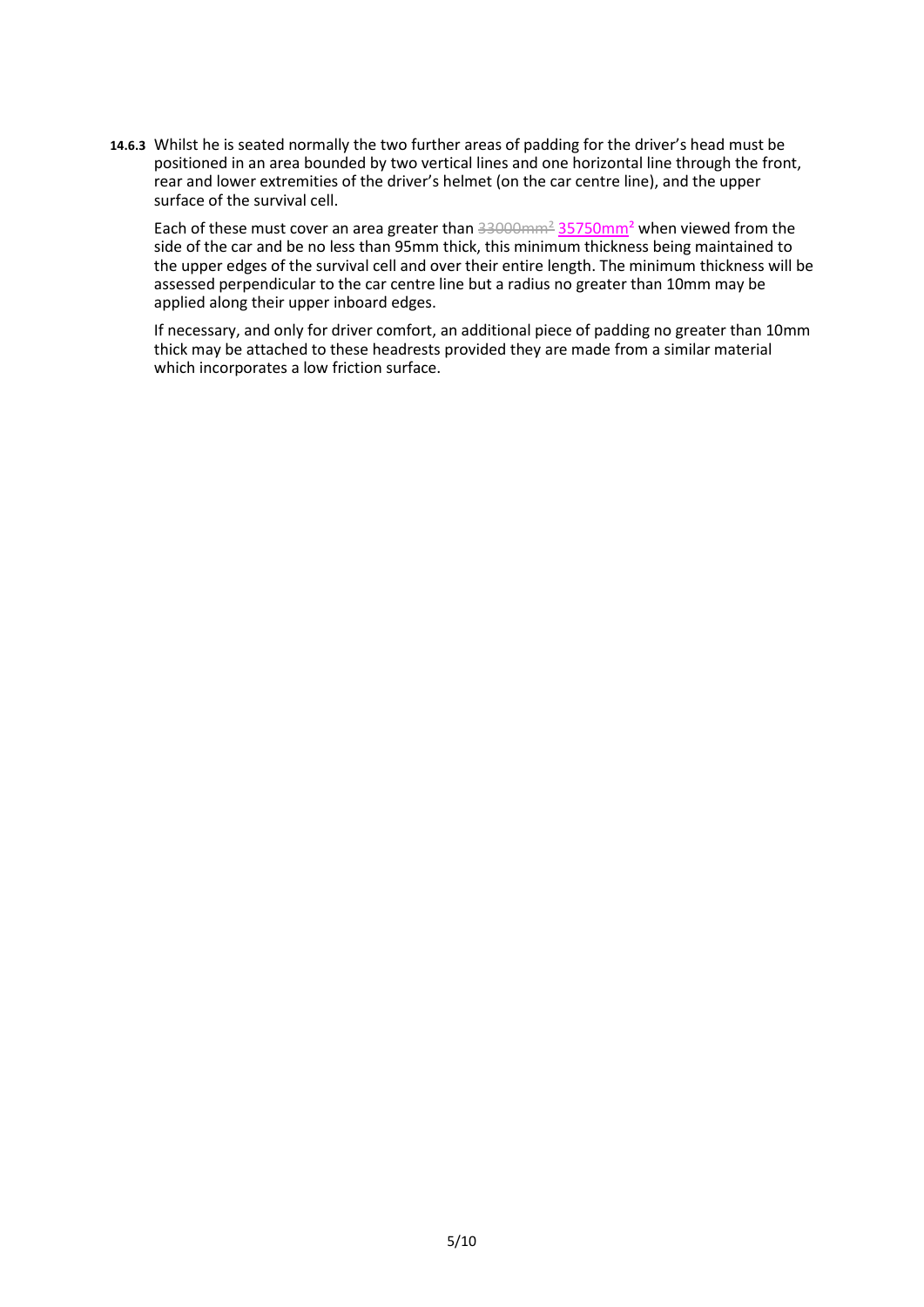**14.6.3** Whilst he is seated normally the two further areas of padding for the driver's head must be positioned in an area bounded by two vertical lines and one horizontal line through the front, rear and lower extremities of the driver's helmet (on the car centre line), and the upper surface of the survival cell.

Each of these must cover an area greater than ~~33000mm²~~ 35750mm² when viewed from the side of the car and be no less than 95mm thick, this minimum thickness being maintained to the upper edges of the survival cell and over their entire length. The minimum thickness will be assessed perpendicular to the car centre line but a radius no greater than 10mm may be applied along their upper inboard edges.

If necessary, and only for driver comfort, an additional piece of padding no greater than 10mm thick may be attached to these headrests provided they are made from a similar material which incorporates a low friction surface.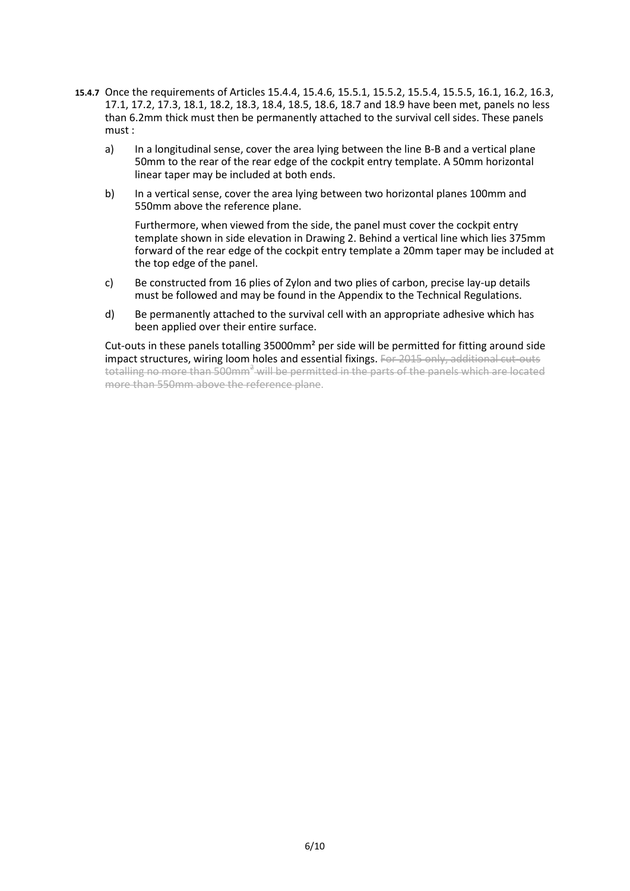**15.4.7** Once the requirements of Articles 15.4.4, 15.4.6, 15.5.1, 15.5.2, 15.5.4, 15.5.5, 16.1, 16.2, 16.3, 17.1, 17.2, 17.3, 18.1, 18.2, 18.3, 18.4, 18.5, 18.6, 18.7 and 18.9 have been met, panels no less than 6.2mm thick must then be permanently attached to the survival cell sides. These panels must :

a) In a longitudinal sense, cover the area lying between the line B-B and a vertical plane 50mm to the rear of the rear edge of the cockpit entry template. A 50mm horizontal linear taper may be included at both ends.

b) In a vertical sense, cover the area lying between two horizontal planes 100mm and 550mm above the reference plane.

   Furthermore, when viewed from the side, the panel must cover the cockpit entry template shown in side elevation in Drawing 2. Behind a vertical line which lies 375mm forward of the rear edge of the cockpit entry template a 20mm taper may be included at the top edge of the panel.

c) Be constructed from 16 plies of Zylon and two plies of carbon, precise lay-up details must be followed and may be found in the Appendix to the Technical Regulations.

d) Be permanently attached to the survival cell with an appropriate adhesive which has been applied over their entire surface.

Cut-outs in these panels totalling 35000mm² per side will be permitted for fitting around side impact structures, wiring loom holes and essential fixings. ~~For 2015 only, additional cut-outs totalling no more than 500mm² will be permitted in the parts of the panels which are located more than 550mm above the reference plane.~~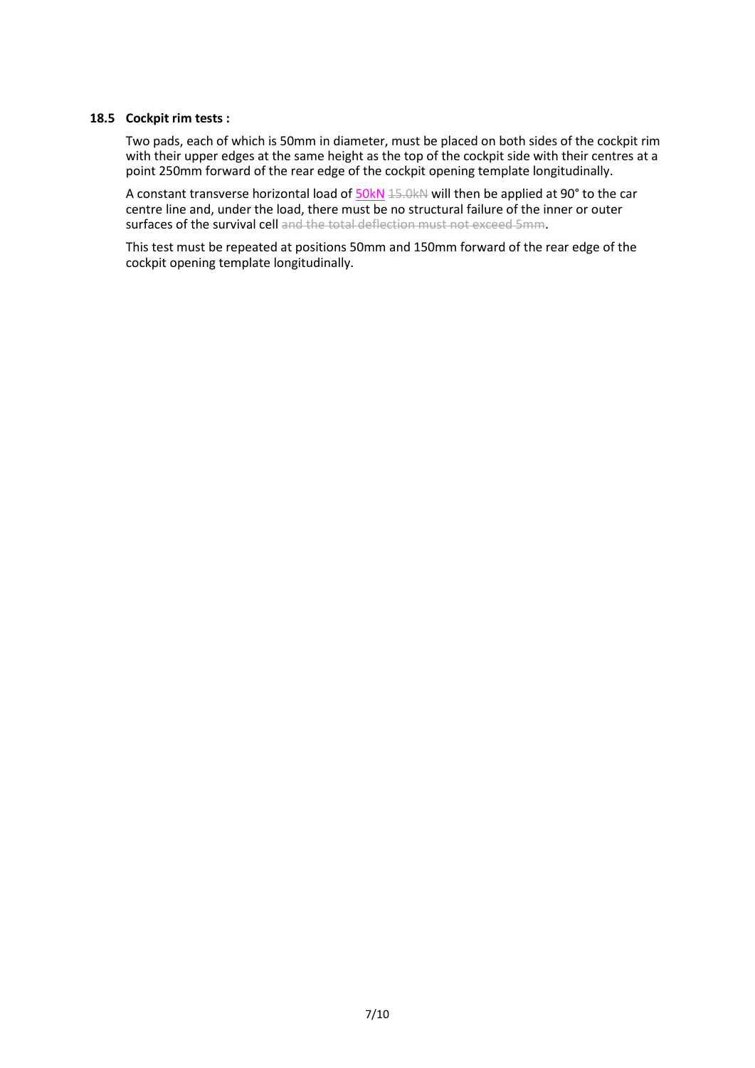### 18.5 Cockpit rim tests :

Two pads, each of which is 50mm in diameter, must be placed on both sides of the cockpit rim with their upper edges at the same height as the top of the cockpit side with their centres at a point 250mm forward of the rear edge of the cockpit opening template longitudinally.

A constant transverse horizontal load of 50kN ~~15.0kN~~ will then be applied at 90° to the car centre line and, under the load, there must be no structural failure of the inner or outer surfaces of the survival cell ~~and the total deflection must not exceed 5mm~~.

This test must be repeated at positions 50mm and 150mm forward of the rear edge of the cockpit opening template longitudinally.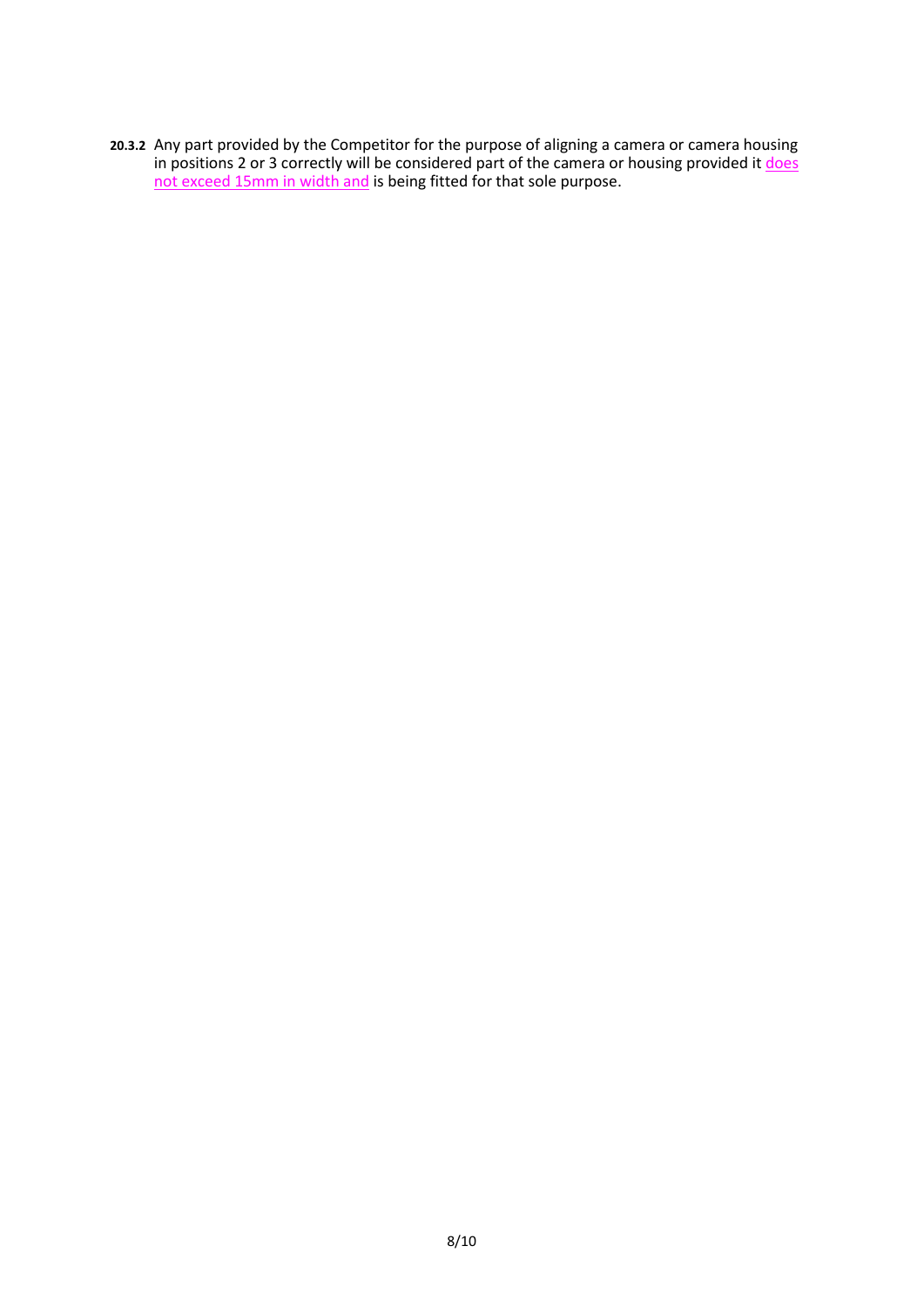**20.3.2** Any part provided by the Competitor for the purpose of aligning a camera or camera housing in positions 2 or 3 correctly will be considered part of the camera or housing provided it does not exceed 15mm in width and is being fitted for that sole purpose.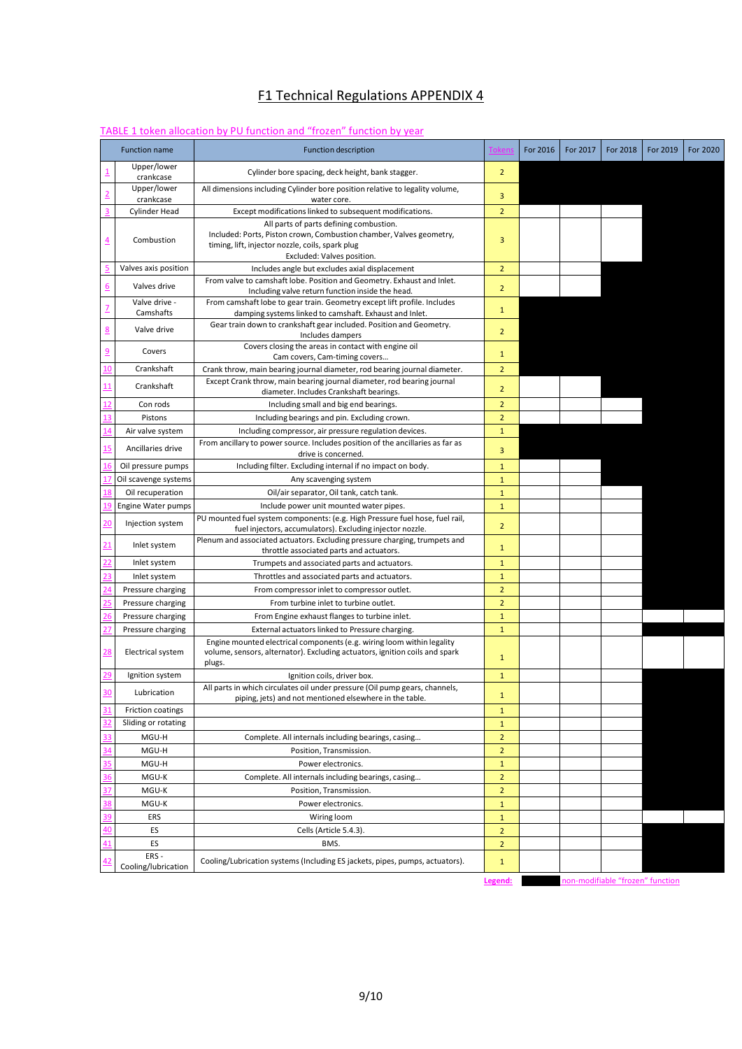# F1 Technical Regulations APPENDIX 4

## TABLE 1 token allocation by PU function and "frozen" function by year

| | Function name | Function description | Tokens | For 2016 | For 2017 | For 2018 | For 2019 | For 2020 |
|---|---|---|---|---|---|---|---|---|
| 1 | Upper/lower crankcase | Cylinder bore spacing, deck height, bank stagger. | 2 | ■ | ■ | ■ | ■ | ■ |
| 2 | Upper/lower crankcase | All dimensions including Cylinder bore position relative to legality volume, water core. | 3 | ■ | ■ | ■ | ■ | ■ |
| 3 | Cylinder Head | Except modifications linked to subsequent modifications. | 2 | | | | ■ | ■ |
| 4 | Combustion | All parts of parts defining combustion. Included: Ports, Piston crown, Combustion chamber, Valves geometry, timing, lift, injector nozzle, coils, spark plug Excluded: Valves position. | 3 | | | | ■ | ■ |
| 5 | Valves axis position | Includes angle but excludes axial displacement | 2 | | | ■ | ■ | ■ |
| 6 | Valves drive | From valve to camshaft lobe. Position and Geometry. Exhaust and Inlet. Including valve return function inside the head. | 2 | | | ■ | ■ | ■ |
| 7 | Valve drive - Camshafts | From camshaft lobe to gear train. Geometry except lift profile. Includes damping systems linked to camshaft. Exhaust and Inlet. | 1 | ■ | ■ | ■ | ■ | ■ |
| 8 | Valve drive | Gear train down to crankshaft gear included. Position and Geometry. Includes dampers | 2 | ■ | ■ | ■ | ■ | ■ |
| 9 | Covers | Covers closing the areas in contact with engine oil Cam covers, Cam-timing covers… | 1 | ■ | ■ | ■ | ■ | ■ |
| 10 | Crankshaft | Crank throw, main bearing journal diameter, rod bearing journal diameter. | 2 | ■ | ■ | ■ | ■ | ■ |
| 11 | Crankshaft | Except Crank throw, main bearing journal diameter, rod bearing journal diameter. Includes Crankshaft bearings. | 2 | | | ■ | ■ | ■ |
| 12 | Con rods | Including small and big end bearings. | 2 | | | | ■ | ■ |
| 13 | Pistons | Including bearings and pin. Excluding crown. | 2 | | | | ■ | ■ |
| 14 | Air valve system | Including compressor, air pressure regulation devices. | 1 | ■ | ■ | ■ | ■ | ■ |
| 15 | Ancillaries drive | From ancillary to power source. Includes position of the ancillaries as far as drive is concerned. | 3 | ■ | ■ | ■ | ■ | ■ |
| 16 | Oil pressure pumps | Including filter. Excluding internal if no impact on body. | 1 | | | ■ | ■ | ■ |
| 17 | Oil scavenge systems | Any scavenging system | 1 | | | ■ | ■ | ■ |
| 18 | Oil recuperation | Oil/air separator, Oil tank, catch tank. | 1 | | | | ■ | ■ |
| 19 | Engine Water pumps | Include power unit mounted water pipes. | 1 | | | | ■ | ■ |
| 20 | Injection system | PU mounted fuel system components: (e.g. High Pressure fuel hose, fuel rail, fuel injectors, accumulators). Excluding injector nozzle. | 2 | | | | ■ | ■ |
| 21 | Inlet system | Plenum and associated actuators. Excluding pressure charging, trumpets and throttle associated parts and actuators. | 1 | | | | ■ | ■ |
| 22 | Inlet system | Trumpets and associated parts and actuators. | 1 | | | | ■ | ■ |
| 23 | Inlet system | Throttles and associated parts and actuators. | 1 | | | | ■ | ■ |
| 24 | Pressure charging | From compressor inlet to compressor outlet. | 2 | | | | ■ | ■ |
| 25 | Pressure charging | From turbine inlet to turbine outlet. | 2 | | | | ■ | ■ |
| 26 | Pressure charging | From Engine exhaust flanges to turbine inlet. | 1 | | | | | |
| 27 | Pressure charging | External actuators linked to Pressure charging. | 1 | | | | ■ | ■ |
| 28 | Electrical system | Engine mounted electrical components (e.g. wiring loom within legality volume, sensors, alternator). Excluding actuators, ignition coils and spark plugs. | 1 | | | | | |
| 29 | Ignition system | Ignition coils, driver box. | 1 | | | | ■ | ■ |
| 30 | Lubrication | All parts in which circulates oil under pressure (Oil pump gears, channels, piping, jets) and not mentioned elsewhere in the table. | 1 | | | | ■ | ■ |
| 31 | Friction coatings | | 1 | | | | ■ | ■ |
| 32 | Sliding or rotating | | 1 | | | | ■ | ■ |
| 33 | MGU-H | Complete. All internals including bearings, casing… | 2 | | | | ■ | ■ |
| 34 | MGU-H | Position, Transmission. | 2 | | | | ■ | ■ |
| 35 | MGU-H | Power electronics. | 1 | | | | ■ | ■ |
| 36 | MGU-K | Complete. All internals including bearings, casing… | 2 | | | | ■ | ■ |
| 37 | MGU-K | Position, Transmission. | 2 | | | | ■ | ■ |
| 38 | MGU-K | Power electronics. | 1 | | | | ■ | ■ |
| 39 | ERS | Wiring loom | 1 | | | | | |
| 40 | ES | Cells (Article 5.4.3). | 2 | | | | ■ | ■ |
| 41 | ES | BMS. | 2 | | | | ■ | ■ |
| 42 | ERS - Cooling/lubrication | Cooling/Lubrication systems (Including ES jackets, pipes, pumps, actuators). | 1 | | | | ■ | ■ |

**Legend:** ■ non-modifiable "frozen" function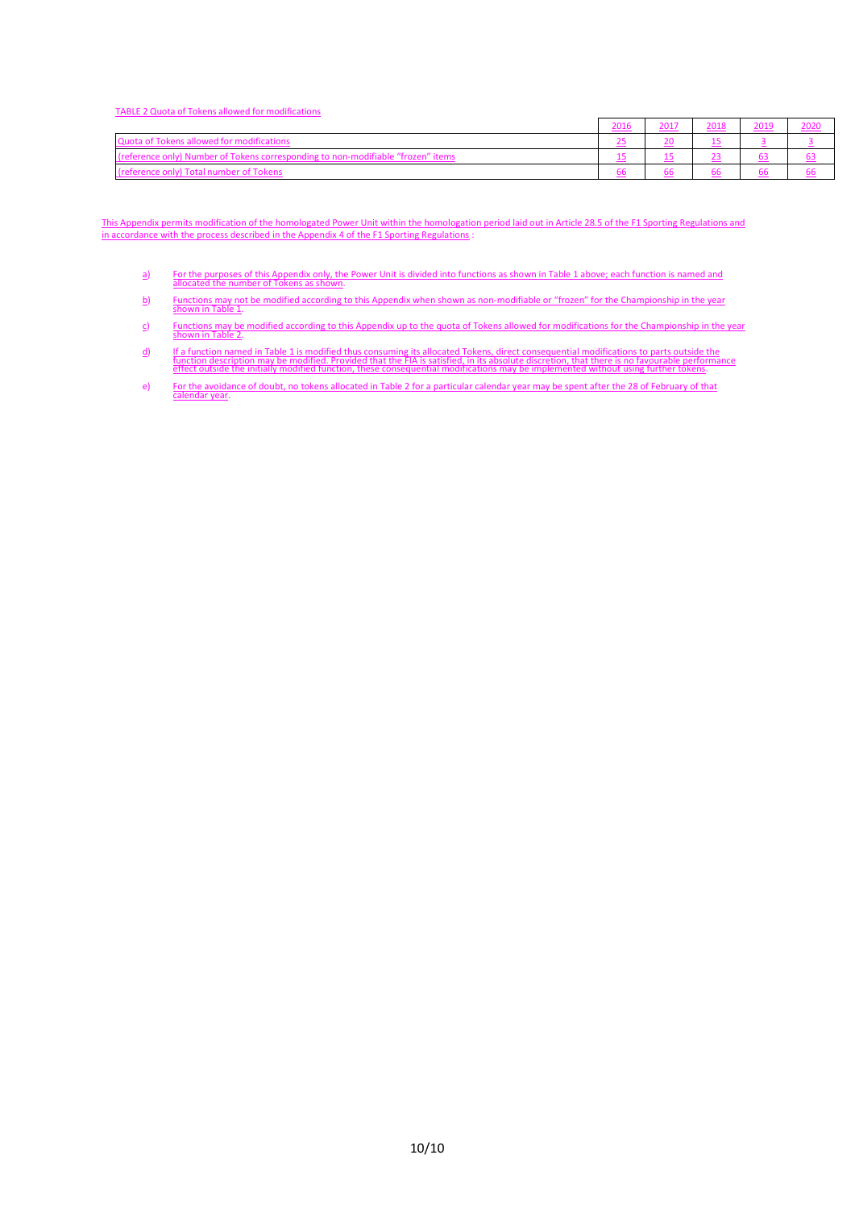TABLE 2 Quota of Tokens allowed for modifications

| | 2016 | 2017 | 2018 | 2019 | 2020 |
|---|---|---|---|---|---|
| Quota of Tokens allowed for modifications | 25 | 20 | 15 | 3 | 3 |
| (reference only) Number of Tokens corresponding to non-modifiable "frozen" items | 15 | 15 | 23 | 63 | 63 |
| (reference only) Total number of Tokens | 66 | 66 | 66 | 66 | 66 |

This Appendix permits modification of the homologated Power Unit within the homologation period laid out in Article 28.5 of the F1 Sporting Regulations and in accordance with the process described in the Appendix 4 of the F1 Sporting Regulations :

a) For the purposes of this Appendix only, the Power Unit is divided into functions as shown in Table 1 above; each function is named and allocated the number of Tokens as shown.

b) Functions may not be modified according to this Appendix when shown as non-modifiable or "frozen" for the Championship in the year shown in Table 1.

c) Functions may be modified according to this Appendix up to the quota of Tokens allowed for modifications for the Championship in the year shown in Table 2.

d) If a function named in Table 1 is modified thus consuming its allocated Tokens, direct consequential modifications to parts outside the function description may be modified. Provided that the FIA is satisfied, in its absolute discretion, that there is no favourable performance effect outside the initially modified function, these consequential modifications may be implemented without using further tokens.

e) For the avoidance of doubt, no tokens allocated in Table 2 for a particular calendar year may be spent after the 28 of February of that calendar year.